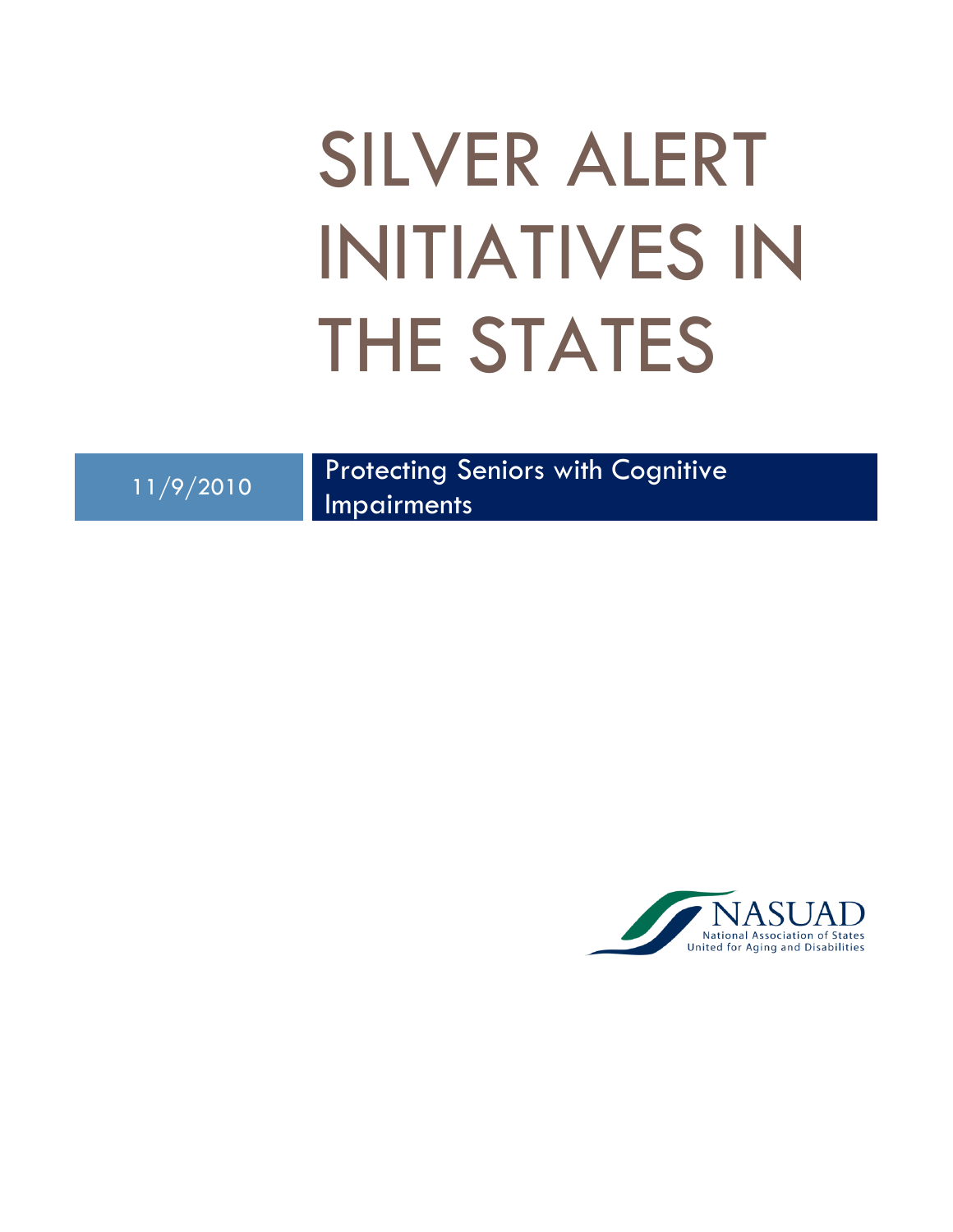# SILVER ALERT INITIATIVES IN THE STATES

11/9/2010

Protecting Seniors with Cognitive Impairments

NASUAD
National Association of States United for Aging and Disabilities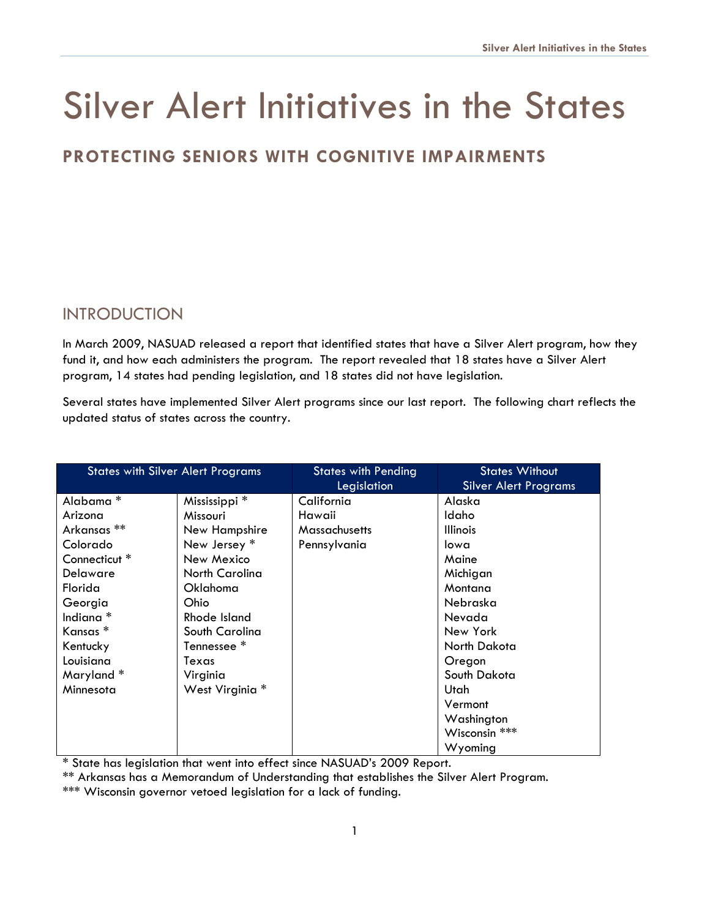# Silver Alert Initiatives in the States

## PROTECTING SENIORS WITH COGNITIVE IMPAIRMENTS

## INTRODUCTION

In March 2009, NASUAD released a report that identified states that have a Silver Alert program, how they fund it, and how each administers the program. The report revealed that 18 states have a Silver Alert program, 14 states had pending legislation, and 18 states did not have legislation.

Several states have implemented Silver Alert programs since our last report. The following chart reflects the updated status of states across the country.

| States with Silver Alert Programs | | States with Pending Legislation | States Without Silver Alert Programs |
|---|---|---|---|
| Alabama * | Mississippi * | California | Alaska |
| Arizona | Missouri | Hawaii | Idaho |
| Arkansas ** | New Hampshire | Massachusetts | Illinois |
| Colorado | New Jersey * | Pennsylvania | Iowa |
| Connecticut * | New Mexico | | Maine |
| Delaware | North Carolina | | Michigan |
| Florida | Oklahoma | | Montana |
| Georgia | Ohio | | Nebraska |
| Indiana * | Rhode Island | | Nevada |
| Kansas * | South Carolina | | New York |
| Kentucky | Tennessee * | | North Dakota |
| Louisiana | Texas | | Oregon |
| Maryland * | Virginia | | South Dakota |
| Minnesota | West Virginia * | | Utah |
| | | | Vermont |
| | | | Washington |
| | | | Wisconsin *** |
| | | | Wyoming |

* State has legislation that went into effect since NASUAD's 2009 Report.
** Arkansas has a Memorandum of Understanding that establishes the Silver Alert Program.
*** Wisconsin governor vetoed legislation for a lack of funding.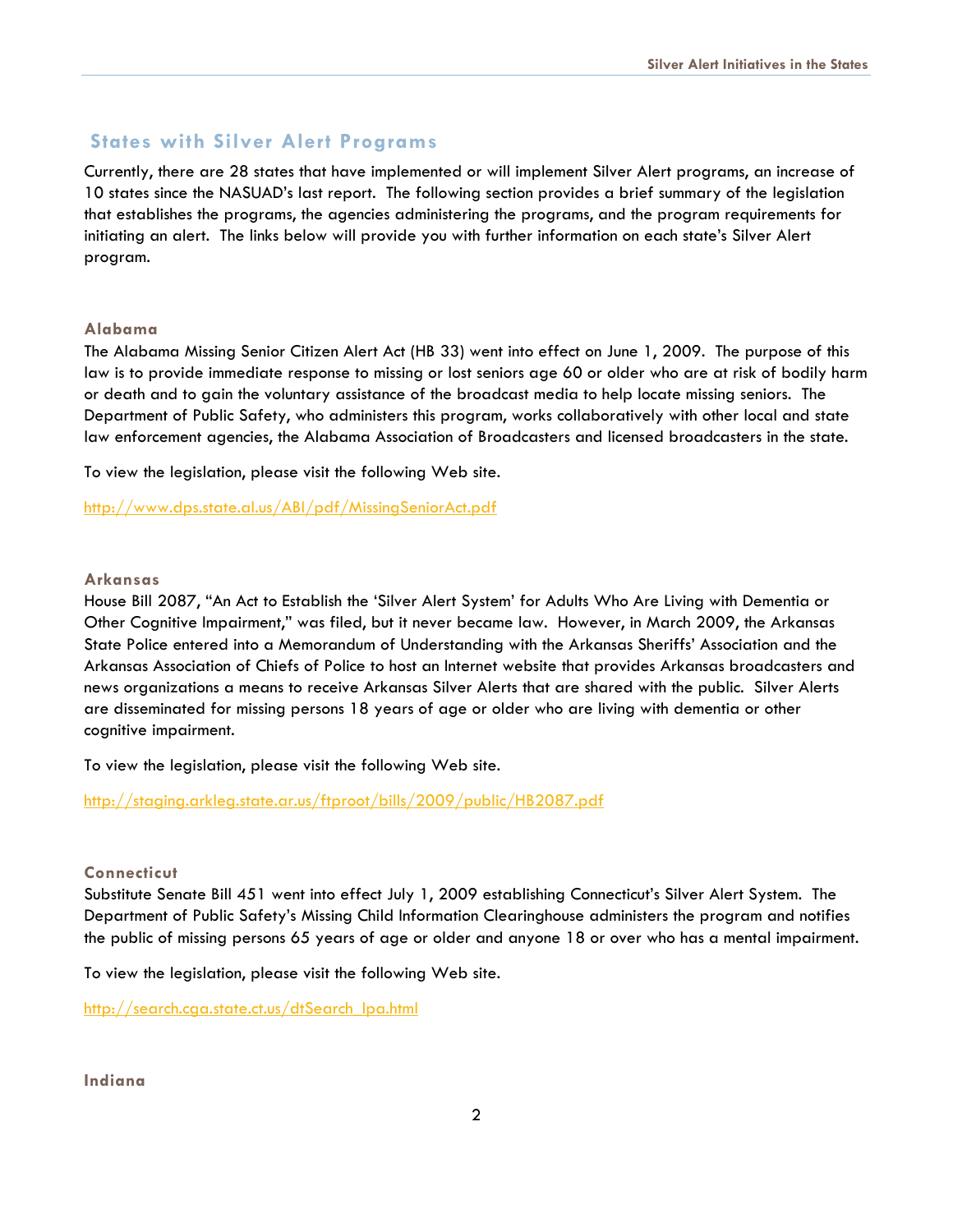## States with Silver Alert Programs

Currently, there are 28 states that have implemented or will implement Silver Alert programs, an increase of 10 states since the NASUAD's last report. The following section provides a brief summary of the legislation that establishes the programs, the agencies administering the programs, and the program requirements for initiating an alert. The links below will provide you with further information on each state's Silver Alert program.

### Alabama

The Alabama Missing Senior Citizen Alert Act (HB 33) went into effect on June 1, 2009. The purpose of this law is to provide immediate response to missing or lost seniors age 60 or older who are at risk of bodily harm or death and to gain the voluntary assistance of the broadcast media to help locate missing seniors. The Department of Public Safety, who administers this program, works collaboratively with other local and state law enforcement agencies, the Alabama Association of Broadcasters and licensed broadcasters in the state.

To view the legislation, please visit the following Web site.

http://www.dps.state.al.us/ABI/pdf/MissingSeniorAct.pdf

### Arkansas

House Bill 2087, "An Act to Establish the 'Silver Alert System' for Adults Who Are Living with Dementia or Other Cognitive Impairment," was filed, but it never became law. However, in March 2009, the Arkansas State Police entered into a Memorandum of Understanding with the Arkansas Sheriffs' Association and the Arkansas Association of Chiefs of Police to host an Internet website that provides Arkansas broadcasters and news organizations a means to receive Arkansas Silver Alerts that are shared with the public. Silver Alerts are disseminated for missing persons 18 years of age or older who are living with dementia or other cognitive impairment.

To view the legislation, please visit the following Web site.

http://staging.arkleg.state.ar.us/ftproot/bills/2009/public/HB2087.pdf

### Connecticut

Substitute Senate Bill 451 went into effect July 1, 2009 establishing Connecticut's Silver Alert System. The Department of Public Safety's Missing Child Information Clearinghouse administers the program and notifies the public of missing persons 65 years of age or older and anyone 18 or over who has a mental impairment.

To view the legislation, please visit the following Web site.

http://search.cga.state.ct.us/dtSearch_lpa.html

### Indiana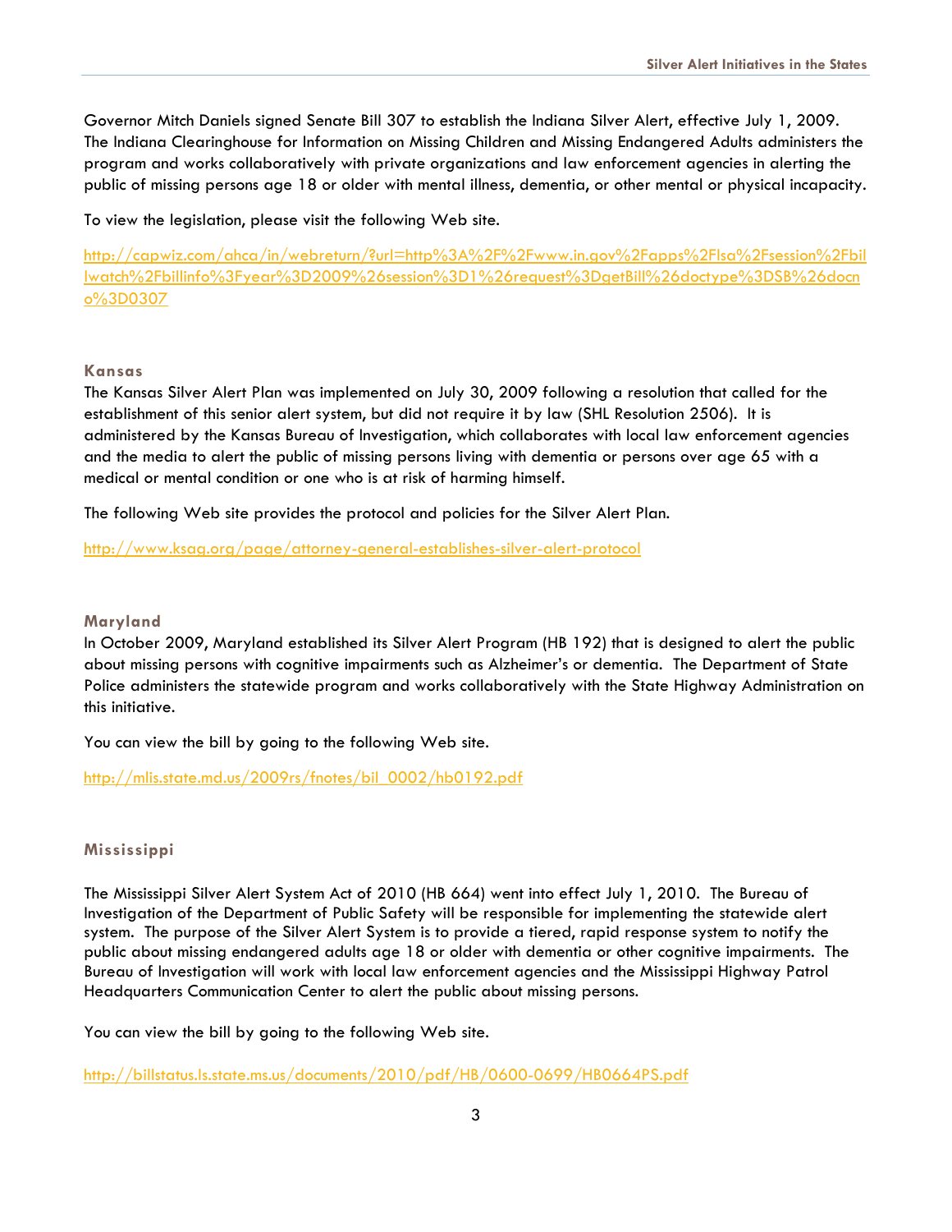Governor Mitch Daniels signed Senate Bill 307 to establish the Indiana Silver Alert, effective July 1, 2009. The Indiana Clearinghouse for Information on Missing Children and Missing Endangered Adults administers the program and works collaboratively with private organizations and law enforcement agencies in alerting the public of missing persons age 18 or older with mental illness, dementia, or other mental or physical incapacity.

To view the legislation, please visit the following Web site.

http://capwiz.com/ahca/in/webreturn/?url=http%3A%2F%2Fwww.in.gov%2Fapps%2Flsa%2Fsession%2Fbillwatch%2Fbillinfo%3Fyear%3D2009%26session%3D1%26request%3DgetBill%26doctype%3DSB%26docno%3D0307

### Kansas

The Kansas Silver Alert Plan was implemented on July 30, 2009 following a resolution that called for the establishment of this senior alert system, but did not require it by law (SHL Resolution 2506). It is administered by the Kansas Bureau of Investigation, which collaborates with local law enforcement agencies and the media to alert the public of missing persons living with dementia or persons over age 65 with a medical or mental condition or one who is at risk of harming himself.

The following Web site provides the protocol and policies for the Silver Alert Plan.

http://www.ksag.org/page/attorney-general-establishes-silver-alert-protocol

### Maryland

In October 2009, Maryland established its Silver Alert Program (HB 192) that is designed to alert the public about missing persons with cognitive impairments such as Alzheimer's or dementia. The Department of State Police administers the statewide program and works collaboratively with the State Highway Administration on this initiative.

You can view the bill by going to the following Web site.

http://mlis.state.md.us/2009rs/fnotes/bil_0002/hb0192.pdf

### Mississippi

The Mississippi Silver Alert System Act of 2010 (HB 664) went into effect July 1, 2010. The Bureau of Investigation of the Department of Public Safety will be responsible for implementing the statewide alert system. The purpose of the Silver Alert System is to provide a tiered, rapid response system to notify the public about missing endangered adults age 18 or older with dementia or other cognitive impairments. The Bureau of Investigation will work with local law enforcement agencies and the Mississippi Highway Patrol Headquarters Communication Center to alert the public about missing persons.

You can view the bill by going to the following Web site.

http://billstatus.ls.state.ms.us/documents/2010/pdf/HB/0600-0699/HB0664PS.pdf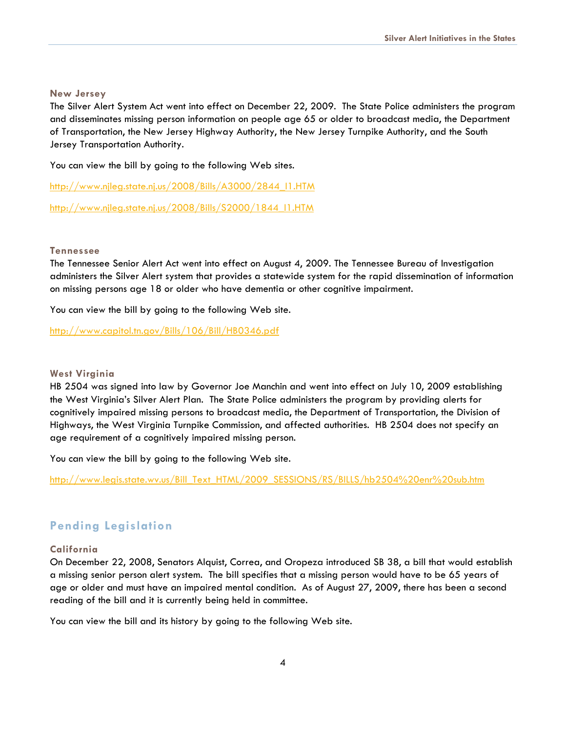### New Jersey

The Silver Alert System Act went into effect on December 22, 2009. The State Police administers the program and disseminates missing person information on people age 65 or older to broadcast media, the Department of Transportation, the New Jersey Highway Authority, the New Jersey Turnpike Authority, and the South Jersey Transportation Authority.

You can view the bill by going to the following Web sites.

http://www.njleg.state.nj.us/2008/Bills/A3000/2844_I1.HTM

http://www.njleg.state.nj.us/2008/Bills/S2000/1844_I1.HTM

### Tennessee

The Tennessee Senior Alert Act went into effect on August 4, 2009. The Tennessee Bureau of Investigation administers the Silver Alert system that provides a statewide system for the rapid dissemination of information on missing persons age 18 or older who have dementia or other cognitive impairment.

You can view the bill by going to the following Web site.

http://www.capitol.tn.gov/Bills/106/Bill/HB0346.pdf

### West Virginia

HB 2504 was signed into law by Governor Joe Manchin and went into effect on July 10, 2009 establishing the West Virginia's Silver Alert Plan. The State Police administers the program by providing alerts for cognitively impaired missing persons to broadcast media, the Department of Transportation, the Division of Highways, the West Virginia Turnpike Commission, and affected authorities. HB 2504 does not specify an age requirement of a cognitively impaired missing person.

You can view the bill by going to the following Web site.

http://www.legis.state.wv.us/Bill_Text_HTML/2009_SESSIONS/RS/BILLS/hb2504%20enr%20sub.htm

## Pending Legislation

### California

On December 22, 2008, Senators Alquist, Correa, and Oropeza introduced SB 38, a bill that would establish a missing senior person alert system. The bill specifies that a missing person would have to be 65 years of age or older and must have an impaired mental condition. As of August 27, 2009, there has been a second reading of the bill and it is currently being held in committee.

You can view the bill and its history by going to the following Web site.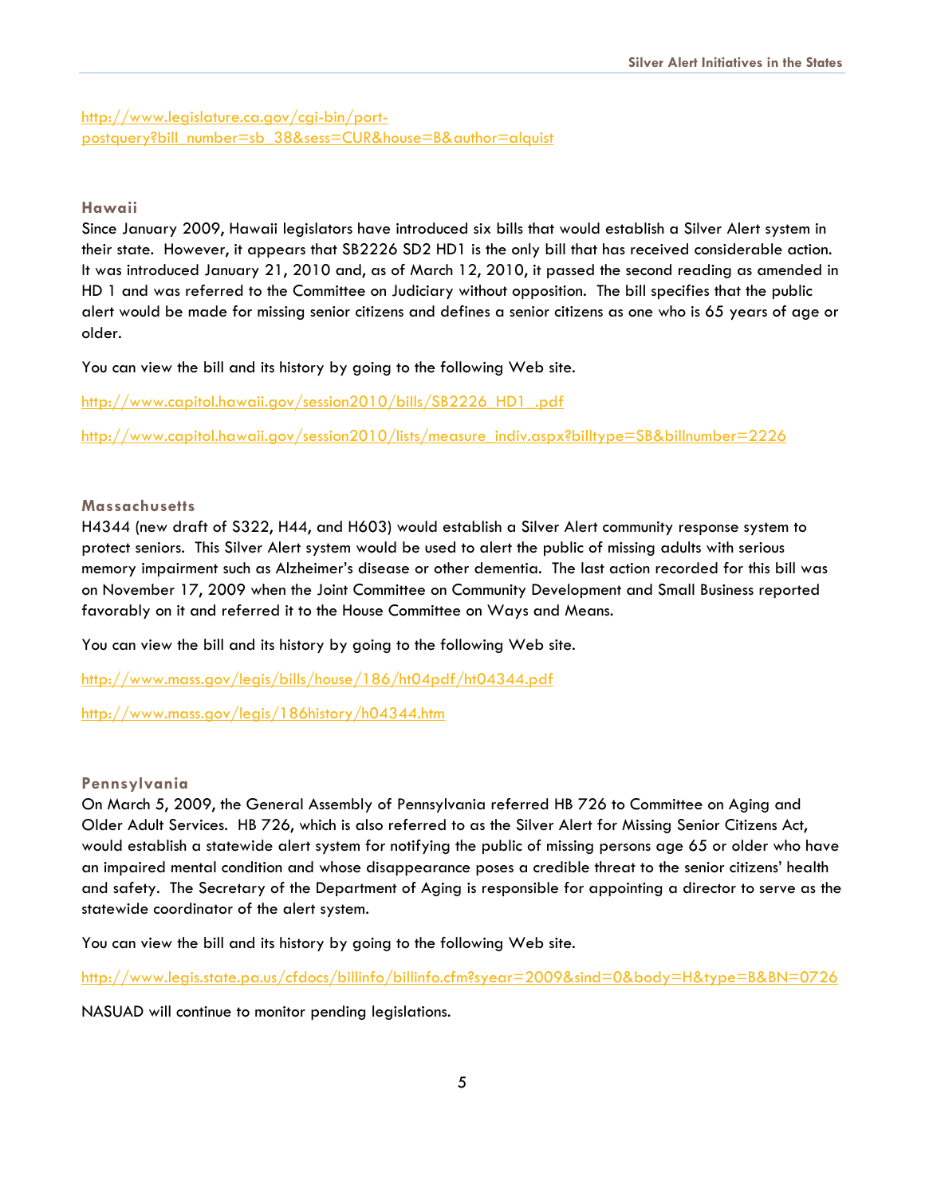http://www.legislature.ca.gov/cgi-bin/port-postquery?bill_number=sb_38&sess=CUR&house=B&author=alquist

### Hawaii

Since January 2009, Hawaii legislators have introduced six bills that would establish a Silver Alert system in their state. However, it appears that SB2226 SD2 HD1 is the only bill that has received considerable action. It was introduced January 21, 2010 and, as of March 12, 2010, it passed the second reading as amended in HD 1 and was referred to the Committee on Judiciary without opposition. The bill specifies that the public alert would be made for missing senior citizens and defines a senior citizens as one who is 65 years of age or older.

You can view the bill and its history by going to the following Web site.

http://www.capitol.hawaii.gov/session2010/bills/SB2226_HD1_.pdf

http://www.capitol.hawaii.gov/session2010/lists/measure_indiv.aspx?billtype=SB&billnumber=2226

### Massachusetts

H4344 (new draft of S322, H44, and H603) would establish a Silver Alert community response system to protect seniors. This Silver Alert system would be used to alert the public of missing adults with serious memory impairment such as Alzheimer's disease or other dementia. The last action recorded for this bill was on November 17, 2009 when the Joint Committee on Community Development and Small Business reported favorably on it and referred it to the House Committee on Ways and Means.

You can view the bill and its history by going to the following Web site.

http://www.mass.gov/legis/bills/house/186/ht04pdf/ht04344.pdf

http://www.mass.gov/legis/186history/h04344.htm

### Pennsylvania

On March 5, 2009, the General Assembly of Pennsylvania referred HB 726 to Committee on Aging and Older Adult Services. HB 726, which is also referred to as the Silver Alert for Missing Senior Citizens Act, would establish a statewide alert system for notifying the public of missing persons age 65 or older who have an impaired mental condition and whose disappearance poses a credible threat to the senior citizens' health and safety. The Secretary of the Department of Aging is responsible for appointing a director to serve as the statewide coordinator of the alert system.

You can view the bill and its history by going to the following Web site.

http://www.legis.state.pa.us/cfdocs/billinfo/billinfo.cfm?syear=2009&sind=0&body=H&type=B&BN=0726

NASUAD will continue to monitor pending legislations.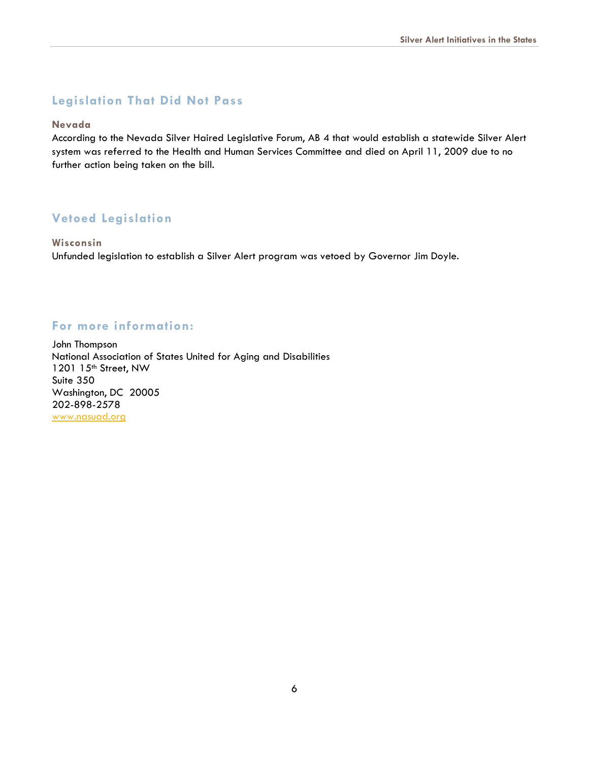## Legislation That Did Not Pass

### Nevada

According to the Nevada Silver Haired Legislative Forum, AB 4 that would establish a statewide Silver Alert system was referred to the Health and Human Services Committee and died on April 11, 2009 due to no further action being taken on the bill.

## Vetoed Legislation

### Wisconsin

Unfunded legislation to establish a Silver Alert program was vetoed by Governor Jim Doyle.

## For more information:

John Thompson
National Association of States United for Aging and Disabilities
1201 15th Street, NW
Suite 350
Washington, DC 20005
202-898-2578
www.nasuad.org